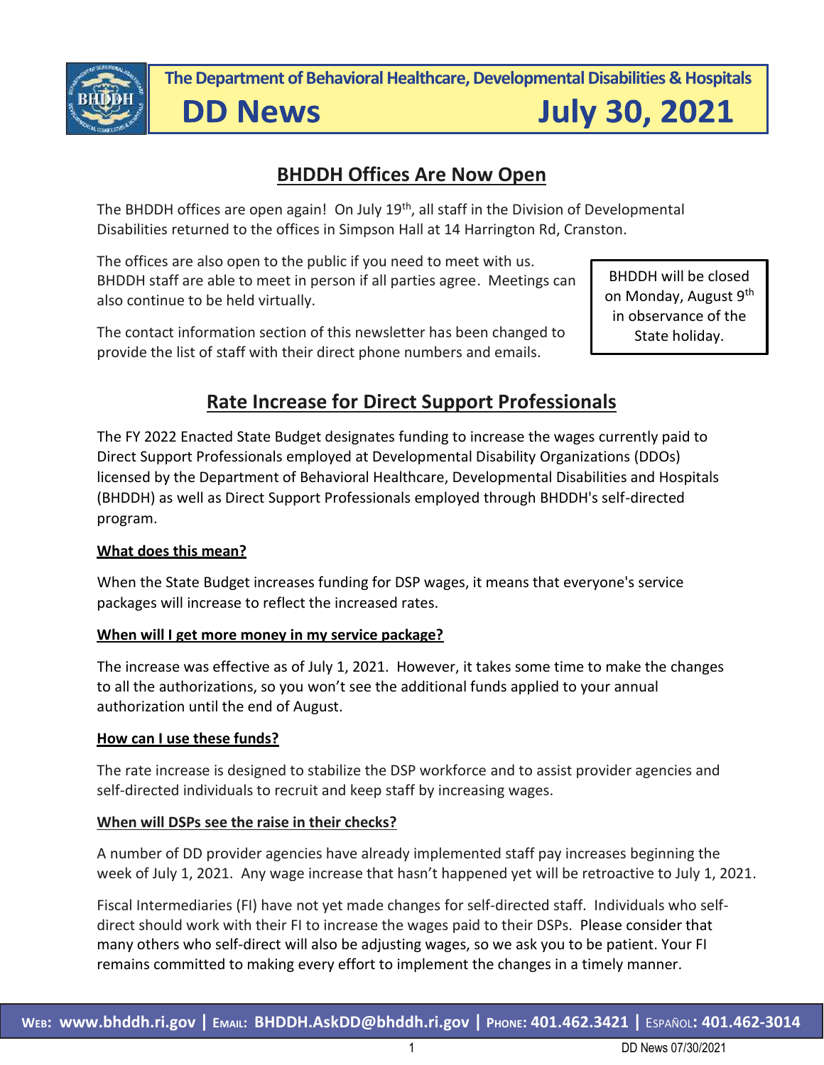The Department of Behavioral Healthcare, Developmental Disabilities & Hospitals

# DD News July 30, 2021

## BHDDH Offices Are Now Open

The BHDDH offices are open again! On July 19th, all staff in the Division of Developmental Disabilities returned to the offices in Simpson Hall at 14 Harrington Rd, Cranston.

The offices are also open to the public if you need to meet with us. BHDDH staff are able to meet in person if all parties agree. Meetings can also continue to be held virtually.

The contact information section of this newsletter has been changed to provide the list of staff with their direct phone numbers and emails.

BHDDH will be closed on Monday, August 9th in observance of the State holiday.

## Rate Increase for Direct Support Professionals

The FY 2022 Enacted State Budget designates funding to increase the wages currently paid to Direct Support Professionals employed at Developmental Disability Organizations (DDOs) licensed by the Department of Behavioral Healthcare, Developmental Disabilities and Hospitals (BHDDH) as well as Direct Support Professionals employed through BHDDH's self-directed program.

**What does this mean?**

When the State Budget increases funding for DSP wages, it means that everyone's service packages will increase to reflect the increased rates.

**When will I get more money in my service package?**

The increase was effective as of July 1, 2021. However, it takes some time to make the changes to all the authorizations, so you won't see the additional funds applied to your annual authorization until the end of August.

**How can I use these funds?**

The rate increase is designed to stabilize the DSP workforce and to assist provider agencies and self-directed individuals to recruit and keep staff by increasing wages.

**When will DSPs see the raise in their checks?**

A number of DD provider agencies have already implemented staff pay increases beginning the week of July 1, 2021. Any wage increase that hasn't happened yet will be retroactive to July 1, 2021.

Fiscal Intermediaries (FI) have not yet made changes for self-directed staff. Individuals who self-direct should work with their FI to increase the wages paid to their DSPs. Please consider that many others who self-direct will also be adjusting wages, so we ask you to be patient. Your FI remains committed to making every effort to implement the changes in a timely manner.

Web: www.bhddh.ri.gov | Email: BHDDH.AskDD@bhddh.ri.gov | Phone: 401.462.3421 | Español: 401.462-3014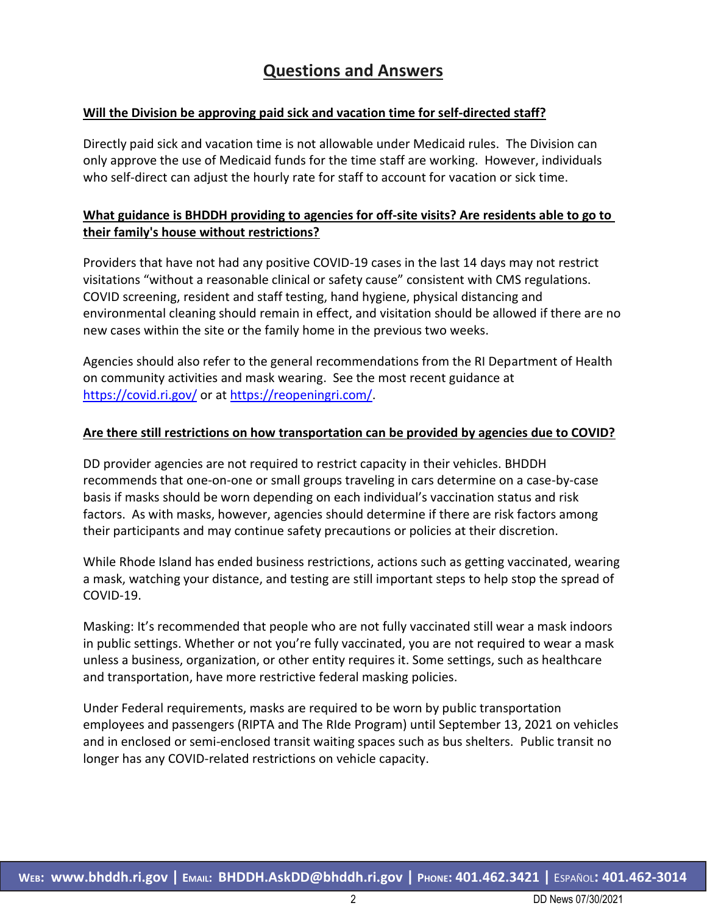## Questions and Answers

**Will the Division be approving paid sick and vacation time for self-directed staff?**

Directly paid sick and vacation time is not allowable under Medicaid rules. The Division can only approve the use of Medicaid funds for the time staff are working. However, individuals who self-direct can adjust the hourly rate for staff to account for vacation or sick time.

**What guidance is BHDDH providing to agencies for off-site visits? Are residents able to go to their family's house without restrictions?**

Providers that have not had any positive COVID-19 cases in the last 14 days may not restrict visitations "without a reasonable clinical or safety cause" consistent with CMS regulations. COVID screening, resident and staff testing, hand hygiene, physical distancing and environmental cleaning should remain in effect, and visitation should be allowed if there are no new cases within the site or the family home in the previous two weeks.

Agencies should also refer to the general recommendations from the RI Department of Health on community activities and mask wearing. See the most recent guidance at https://covid.ri.gov/ or at https://reopeningri.com/.

**Are there still restrictions on how transportation can be provided by agencies due to COVID?**

DD provider agencies are not required to restrict capacity in their vehicles. BHDDH recommends that one-on-one or small groups traveling in cars determine on a case-by-case basis if masks should be worn depending on each individual's vaccination status and risk factors. As with masks, however, agencies should determine if there are risk factors among their participants and may continue safety precautions or policies at their discretion.

While Rhode Island has ended business restrictions, actions such as getting vaccinated, wearing a mask, watching your distance, and testing are still important steps to help stop the spread of COVID-19.

Masking: It's recommended that people who are not fully vaccinated still wear a mask indoors in public settings. Whether or not you're fully vaccinated, you are not required to wear a mask unless a business, organization, or other entity requires it. Some settings, such as healthcare and transportation, have more restrictive federal masking policies.

Under Federal requirements, masks are required to be worn by public transportation employees and passengers (RIPTA and The RIde Program) until September 13, 2021 on vehicles and in enclosed or semi-enclosed transit waiting spaces such as bus shelters. Public transit no longer has any COVID-related restrictions on vehicle capacity.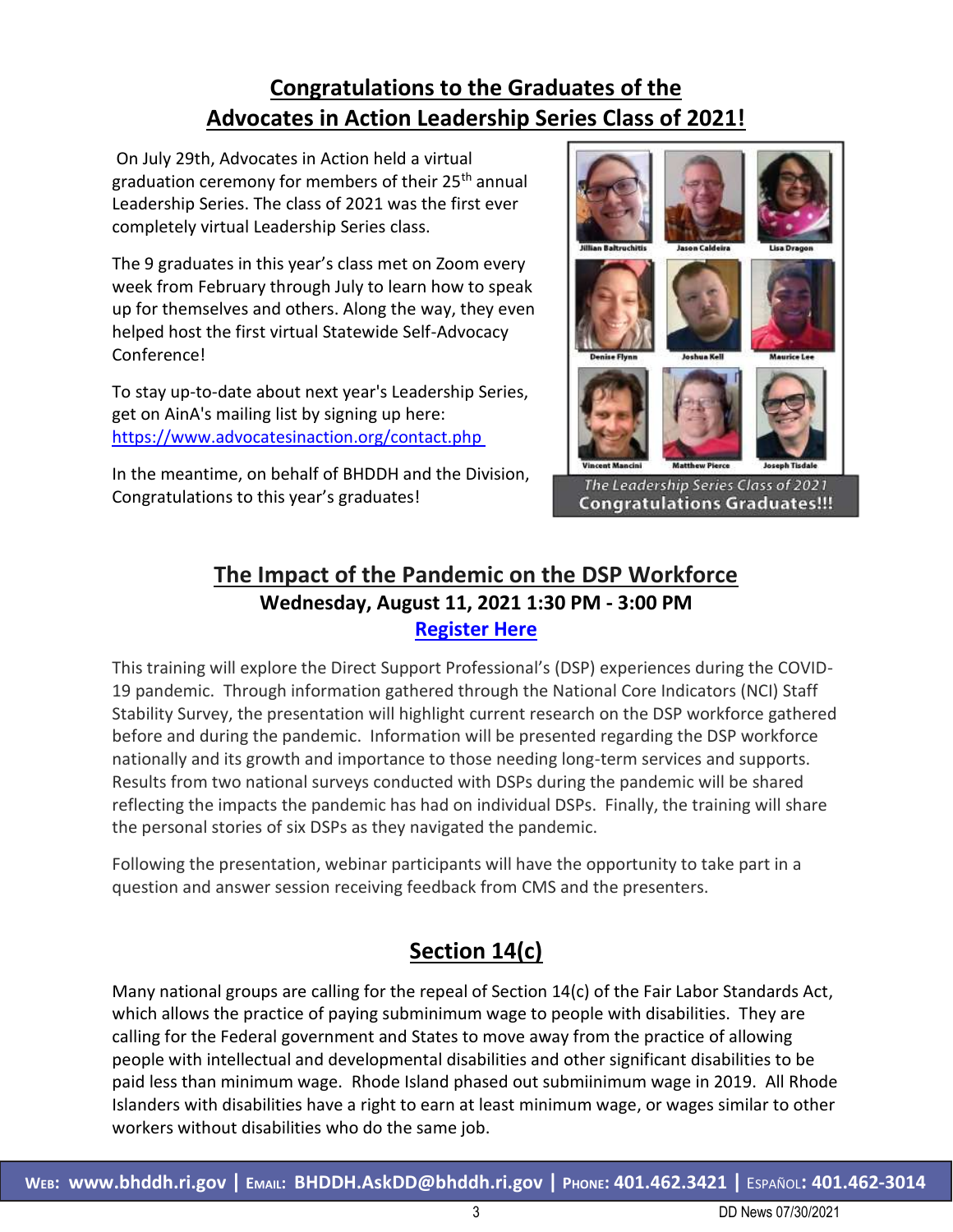## Congratulations to the Graduates of the Advocates in Action Leadership Series Class of 2021!

On July 29th, Advocates in Action held a virtual graduation ceremony for members of their 25th annual Leadership Series. The class of 2021 was the first ever completely virtual Leadership Series class.

The 9 graduates in this year's class met on Zoom every week from February through July to learn how to speak up for themselves and others. Along the way, they even helped host the first virtual Statewide Self-Advocacy Conference!

To stay up-to-date about next year's Leadership Series, get on AinA's mailing list by signing up here: https://www.advocatesinaction.org/contact.php

In the meantime, on behalf of BHDDH and the Division, Congratulations to this year's graduates!

Jillian Baltruchitis, Jason Caldeira, Lisa Dragon, Denise Flynn, Joshua Kell, Maurice Lee, Vincent Mancini, Matthew Pierce, Joseph Tisdale

*The Leadership Series Class of 2021*
**Congratulations Graduates!!!**

## The Impact of the Pandemic on the DSP Workforce

**Wednesday, August 11, 2021 1:30 PM - 3:00 PM**

**Register Here**

This training will explore the Direct Support Professional's (DSP) experiences during the COVID-19 pandemic. Through information gathered through the National Core Indicators (NCI) Staff Stability Survey, the presentation will highlight current research on the DSP workforce gathered before and during the pandemic. Information will be presented regarding the DSP workforce nationally and its growth and importance to those needing long-term services and supports. Results from two national surveys conducted with DSPs during the pandemic will be shared reflecting the impacts the pandemic has had on individual DSPs. Finally, the training will share the personal stories of six DSPs as they navigated the pandemic.

Following the presentation, webinar participants will have the opportunity to take part in a question and answer session receiving feedback from CMS and the presenters.

## Section 14(c)

Many national groups are calling for the repeal of Section 14(c) of the Fair Labor Standards Act, which allows the practice of paying subminimum wage to people with disabilities. They are calling for the Federal government and States to move away from the practice of allowing people with intellectual and developmental disabilities and other significant disabilities to be paid less than minimum wage. Rhode Island phased out submiinimum wage in 2019. All Rhode Islanders with disabilities have a right to earn at least minimum wage, or wages similar to other workers without disabilities who do the same job.

**Web: www.bhddh.ri.gov | Email: BHDDH.AskDD@bhddh.ri.gov | Phone: 401.462.3421 | Español: 401.462-3014**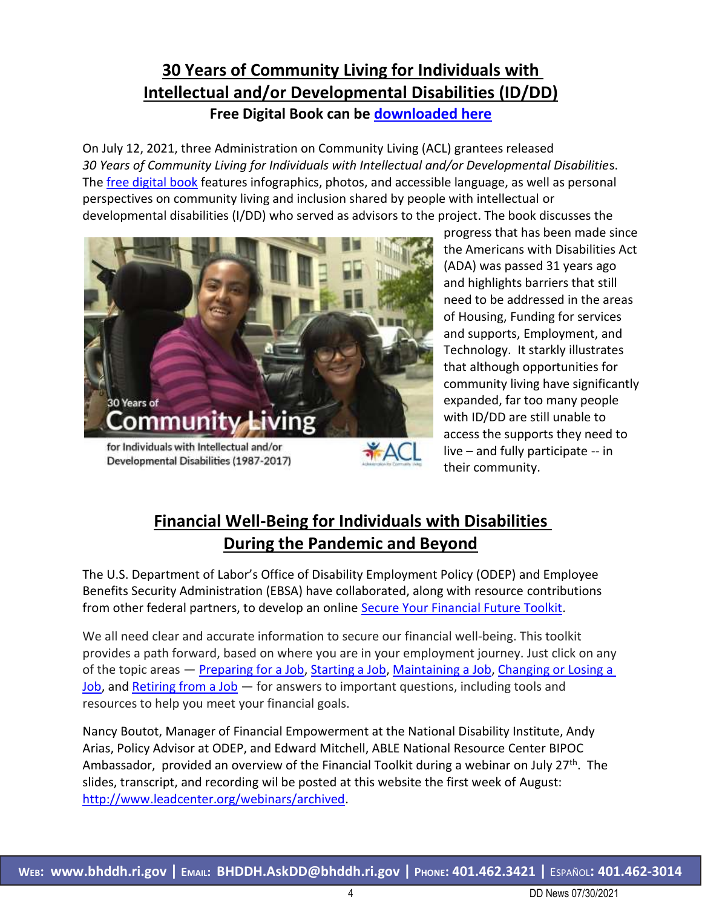## 30 Years of Community Living for Individuals with Intellectual and/or Developmental Disabilities (ID/DD)

**Free Digital Book can be downloaded here**

On July 12, 2021, three Administration on Community Living (ACL) grantees released *30 Years of Community Living for Individuals with Intellectual and/or Developmental Disabilitie*s. The free digital book features infographics, photos, and accessible language, as well as personal perspectives on community living and inclusion shared by people with intellectual or developmental disabilities (I/DD) who served as advisors to the project. The book discusses the progress that has been made since the Americans with Disabilities Act (ADA) was passed 31 years ago and highlights barriers that still need to be addressed in the areas of Housing, Funding for services and supports, Employment, and Technology. It starkly illustrates that although opportunities for community living have significantly expanded, far too many people with ID/DD are still unable to access the supports they need to live – and fully participate -- in their community.

## Financial Well-Being for Individuals with Disabilities During the Pandemic and Beyond

The U.S. Department of Labor's Office of Disability Employment Policy (ODEP) and Employee Benefits Security Administration (EBSA) have collaborated, along with resource contributions from other federal partners, to develop an online Secure Your Financial Future Toolkit.

We all need clear and accurate information to secure our financial well-being. This toolkit provides a path forward, based on where you are in your employment journey. Just click on any of the topic areas — Preparing for a Job, Starting a Job, Maintaining a Job, Changing or Losing a Job, and Retiring from a Job — for answers to important questions, including tools and resources to help you meet your financial goals.

Nancy Boutot, Manager of Financial Empowerment at the National Disability Institute, Andy Arias, Policy Advisor at ODEP, and Edward Mitchell, ABLE National Resource Center BIPOC Ambassador, provided an overview of the Financial Toolkit during a webinar on July 27th. The slides, transcript, and recording wil be posted at this website the first week of August: http://www.leadcenter.org/webinars/archived.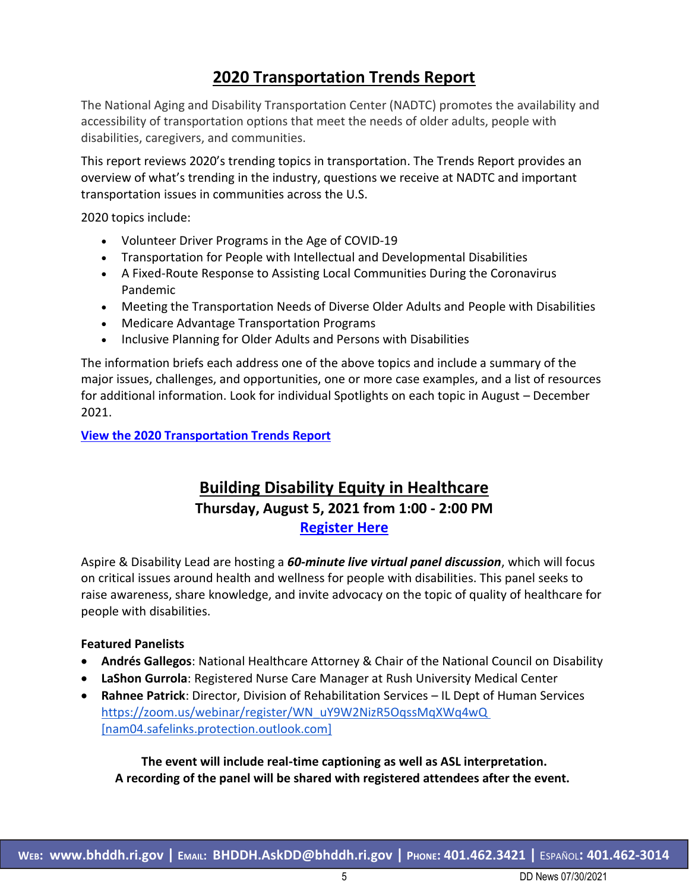## 2020 Transportation Trends Report

The National Aging and Disability Transportation Center (NADTC) promotes the availability and accessibility of transportation options that meet the needs of older adults, people with disabilities, caregivers, and communities.

This report reviews 2020's trending topics in transportation. The Trends Report provides an overview of what's trending in the industry, questions we receive at NADTC and important transportation issues in communities across the U.S.

2020 topics include:

- Volunteer Driver Programs in the Age of COVID-19
- Transportation for People with Intellectual and Developmental Disabilities
- A Fixed-Route Response to Assisting Local Communities During the Coronavirus Pandemic
- Meeting the Transportation Needs of Diverse Older Adults and People with Disabilities
- Medicare Advantage Transportation Programs
- Inclusive Planning for Older Adults and Persons with Disabilities

The information briefs each address one of the above topics and include a summary of the major issues, challenges, and opportunities, one or more case examples, and a list of resources for additional information. Look for individual Spotlights on each topic in August – December 2021.

**View the 2020 Transportation Trends Report**

## Building Disability Equity in Healthcare

**Thursday, August 5, 2021 from 1:00 - 2:00 PM**

**Register Here**

Aspire & Disability Lead are hosting a ***60-minute live virtual panel discussion***, which will focus on critical issues around health and wellness for people with disabilities. This panel seeks to raise awareness, share knowledge, and invite advocacy on the topic of quality of healthcare for people with disabilities.

**Featured Panelists**

- **Andrés Gallegos**: National Healthcare Attorney & Chair of the National Council on Disability
- **LaShon Gurrola**: Registered Nurse Care Manager at Rush University Medical Center
- **Rahnee Patrick**: Director, Division of Rehabilitation Services – IL Dept of Human Services
  https://zoom.us/webinar/register/WN_uY9W2NizR5OqssMqXWq4wQ [nam04.safelinks.protection.outlook.com]

**The event will include real-time captioning as well as ASL interpretation.**
**A recording of the panel will be shared with registered attendees after the event.**

**Web: www.bhddh.ri.gov | Email: BHDDH.AskDD@bhddh.ri.gov | Phone: 401.462.3421 | Español: 401.462-3014**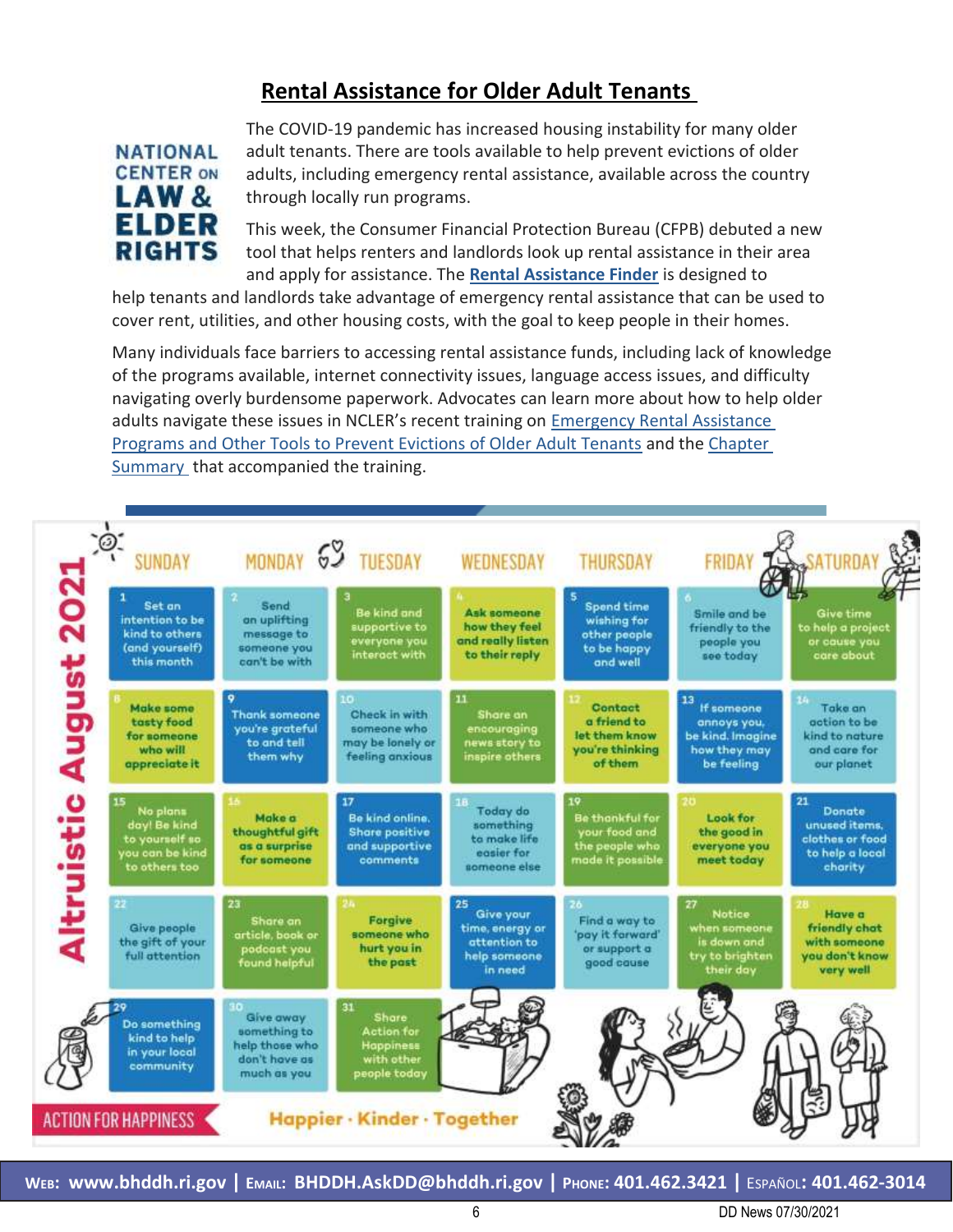## Rental Assistance for Older Adult Tenants

NATIONAL CENTER ON LAW & ELDER RIGHTS

The COVID-19 pandemic has increased housing instability for many older adult tenants. There are tools available to help prevent evictions of older adults, including emergency rental assistance, available across the country through locally run programs.

This week, the Consumer Financial Protection Bureau (CFPB) debuted a new tool that helps renters and landlords look up rental assistance in their area and apply for assistance. The **Rental Assistance Finder** is designed to help tenants and landlords take advantage of emergency rental assistance that can be used to cover rent, utilities, and other housing costs, with the goal to keep people in their homes.

Many individuals face barriers to accessing rental assistance funds, including lack of knowledge of the programs available, internet connectivity issues, language access issues, and difficulty navigating overly burdensome paperwork. Advocates can learn more about how to help older adults navigate these issues in NCLER's recent training on Emergency Rental Assistance Programs and Other Tools to Prevent Evictions of Older Adult Tenants and the Chapter Summary that accompanied the training.

## Altruistic August 2021

| SUNDAY | MONDAY | TUESDAY | WEDNESDAY | THURSDAY | FRIDAY | SATURDAY |
|---|---|---|---|---|---|---|
| 1 Set an intention to be kind to others (and yourself) this month | 2 Send an uplifting message to someone you can't be with | 3 Be kind and supportive to everyone you interact with | 4 Ask someone how they feel and really listen to their reply | 5 Spend time wishing for other people to be happy and well | 6 Smile and be friendly to the people you see today | 7 Give time to help a project or cause you care about |
| 8 Make some tasty food for someone who will appreciate it | 9 Thank someone you're grateful to and tell them why | 10 Check in with someone who may be lonely or feeling anxious | 11 Share an encouraging news story to inspire others | 12 Contact a friend to let them know you're thinking of them | 13 If someone annoys you, be kind. Imagine how they may be feeling | 14 Take an action to be kind to nature and care for our planet |
| 15 No plans day! Be kind to yourself so you can be kind to others too | 16 Make a thoughtful gift as a surprise for someone | 17 Be kind online. Share positive and supportive comments | 18 Today do something to make life easier for someone else | 19 Be thankful for your food and the people who made it possible | 20 Look for the good in everyone you meet today | 21 Donate unused items, clothes or food to help a local charity |
| 22 Give people the gift of your full attention | 23 Share an article, book or podcast you found helpful | 24 Forgive someone who hurt you in the past | 25 Give your time, energy or attention to help someone in need | 26 Find a way to 'pay it forward' or support a good cause | 27 Notice when someone is down and try to brighten their day | 28 Have a friendly chat with someone you don't know very well |
| 29 Do something kind to help in your local community | 30 Give away something to help those who don't have as much as you | 31 Share Action for Happiness with other people today | | | | |

ACTION FOR HAPPINESS — Happier · Kinder · Together

**Web: www.bhddh.ri.gov | Email: BHDDH.AskDD@bhddh.ri.gov | Phone: 401.462.3421 | Español: 401.462-3014**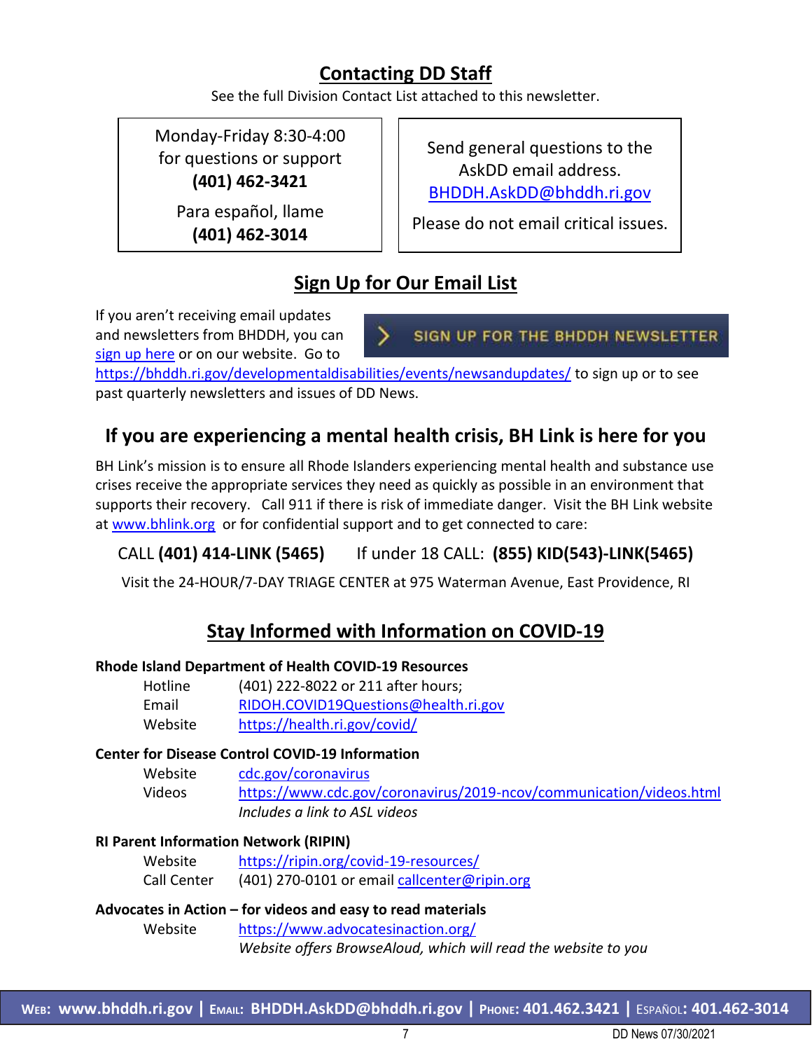## Contacting DD Staff

See the full Division Contact List attached to this newsletter.

| Monday-Friday 8:30-4:00 for questions or support **(401) 462-3421** Para español, llame **(401) 462-3014** | Send general questions to the AskDD email address. BHDDH.AskDD@bhddh.ri.gov Please do not email critical issues. |
| --- | --- |

## Sign Up for Our Email List

If you aren't receiving email updates and newsletters from BHDDH, you can sign up here or on our website. Go to https://bhddh.ri.gov/developmentaldisabilities/events/newsandupdates/ to sign up or to see past quarterly newsletters and issues of DD News.

SIGN UP FOR THE BHDDH NEWSLETTER

## If you are experiencing a mental health crisis, BH Link is here for you

BH Link's mission is to ensure all Rhode Islanders experiencing mental health and substance use crises receive the appropriate services they need as quickly as possible in an environment that supports their recovery. Call 911 if there is risk of immediate danger. Visit the BH Link website at www.bhlink.org or for confidential support and to get connected to care:

CALL **(401) 414-LINK (5465)** If under 18 CALL: **(855) KID(543)-LINK(5465)**

Visit the 24-HOUR/7-DAY TRIAGE CENTER at 975 Waterman Avenue, East Providence, RI

## Stay Informed with Information on COVID-19

**Rhode Island Department of Health COVID-19 Resources**

- Hotline: (401) 222-8022 or 211 after hours;
- Email: RIDOH.COVID19Questions@health.ri.gov
- Website: https://health.ri.gov/covid/

**Center for Disease Control COVID-19 Information**

- Website: cdc.gov/coronavirus
- Videos: https://www.cdc.gov/coronavirus/2019-ncov/communication/videos.html
  *Includes a link to ASL videos*

**RI Parent Information Network (RIPIN)**

- Website: https://ripin.org/covid-19-resources/
- Call Center: (401) 270-0101 or email callcenter@ripin.org

**Advocates in Action – for videos and easy to read materials**

- Website: https://www.advocatesinaction.org/
  *Website offers BrowseAloud, which will read the website to you*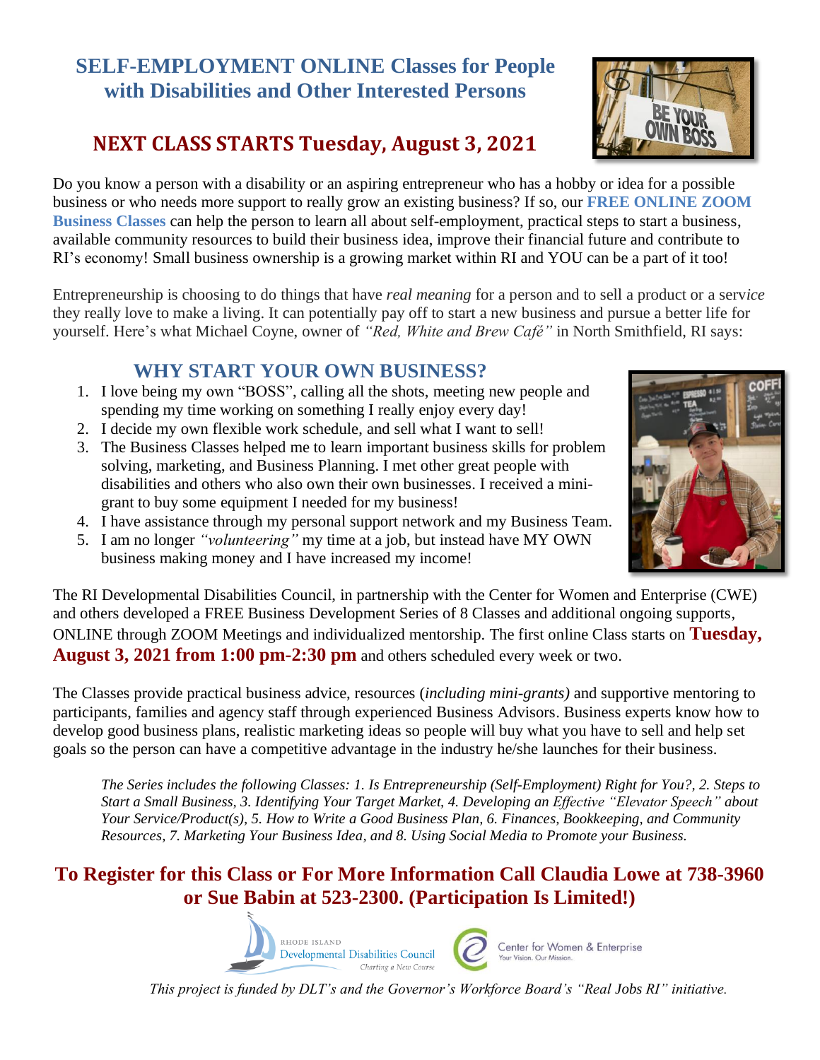# SELF-EMPLOYMENT ONLINE Classes for People with Disabilities and Other Interested Persons

## NEXT CLASS STARTS Tuesday, August 3, 2021

Do you know a person with a disability or an aspiring entrepreneur who has a hobby or idea for a possible business or who needs more support to really grow an existing business? If so, our **FREE ONLINE ZOOM Business Classes** can help the person to learn all about self-employment, practical steps to start a business, available community resources to build their business idea, improve their financial future and contribute to RI's economy! Small business ownership is a growing market within RI and YOU can be a part of it too!

Entrepreneurship is choosing to do things that have *real meaning* for a person and to sell a product or a serv*ice* they really love to make a living. It can potentially pay off to start a new business and pursue a better life for yourself. Here's what Michael Coyne, owner of *"Red, White and Brew Café"* in North Smithfield, RI says:

## WHY START YOUR OWN BUSINESS?

1. I love being my own "BOSS", calling all the shots, meeting new people and spending my time working on something I really enjoy every day!
2. I decide my own flexible work schedule, and sell what I want to sell!
3. The Business Classes helped me to learn important business skills for problem solving, marketing, and Business Planning. I met other great people with disabilities and others who also own their own businesses. I received a mini-grant to buy some equipment I needed for my business!
4. I have assistance through my personal support network and my Business Team.
5. I am no longer *"volunteering"* my time at a job, but instead have MY OWN business making money and I have increased my income!

The RI Developmental Disabilities Council, in partnership with the Center for Women and Enterprise (CWE) and others developed a FREE Business Development Series of 8 Classes and additional ongoing supports, ONLINE through ZOOM Meetings and individualized mentorship. The first online Class starts on **Tuesday, August 3, 2021 from 1:00 pm-2:30 pm** and others scheduled every week or two.

The Classes provide practical business advice, resources (*including mini-grants)* and supportive mentoring to participants, families and agency staff through experienced Business Advisors. Business experts know how to develop good business plans, realistic marketing ideas so people will buy what you have to sell and help set goals so the person can have a competitive advantage in the industry he/she launches for their business.

> *The Series includes the following Classes: 1. Is Entrepreneurship (Self-Employment) Right for You?, 2. Steps to Start a Small Business, 3. Identifying Your Target Market, 4. Developing an Effective "Elevator Speech" about Your Service/Product(s), 5. How to Write a Good Business Plan, 6. Finances, Bookkeeping, and Community Resources, 7. Marketing Your Business Idea, and 8. Using Social Media to Promote your Business.*

## To Register for this Class or For More Information Call Claudia Lowe at 738-3960 or Sue Babin at 523-2300. (Participation Is Limited!)

Rhode Island Developmental Disabilities Council — Charting a New Course

Center for Women & Enterprise — Your Vision. Our Mission.

*This project is funded by DLT's and the Governor's Workforce Board's "Real Jobs RI" initiative.*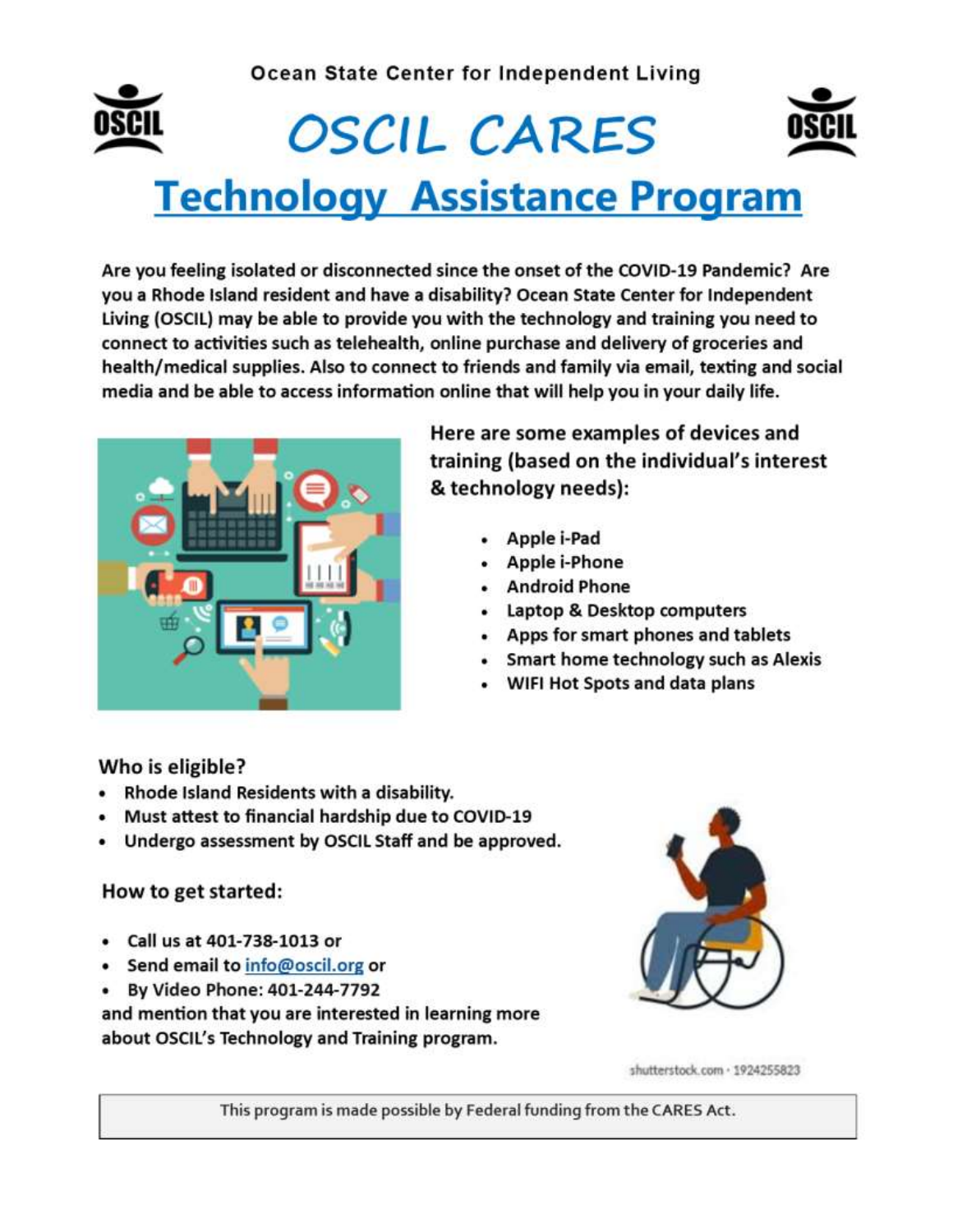Ocean State Center for Independent Living

# OSCIL CARES

# Technology Assistance Program

**Are you feeling isolated or disconnected since the onset of the COVID-19 Pandemic? Are you a Rhode Island resident and have a disability? Ocean State Center for Independent Living (OSCIL) may be able to provide you with the technology and training you need to connect to activities such as telehealth, online purchase and delivery of groceries and health/medical supplies. Also to connect to friends and family via email, texting and social media and be able to access information online that will help you in your daily life.**

**Here are some examples of devices and training (based on the individual's interest & technology needs):**

- **Apple i-Pad**
- **Apple i-Phone**
- **Android Phone**
- **Laptop & Desktop computers**
- **Apps for smart phones and tablets**
- **Smart home technology such as Alexis**
- **WIFI Hot Spots and data plans**

### Who is eligible?

- **Rhode Island Residents with a disability.**
- **Must attest to financial hardship due to COVID-19**
- **Undergo assessment by OSCIL Staff and be approved.**

### How to get started:

- **Call us at 401-738-1013 or**
- **Send email to info@oscil.org or**
- **By Video Phone: 401-244-7792**

**and mention that you are interested in learning more about OSCIL's Technology and Training program.**

shutterstock.com · 1924255823

This program is made possible by Federal funding from the CARES Act.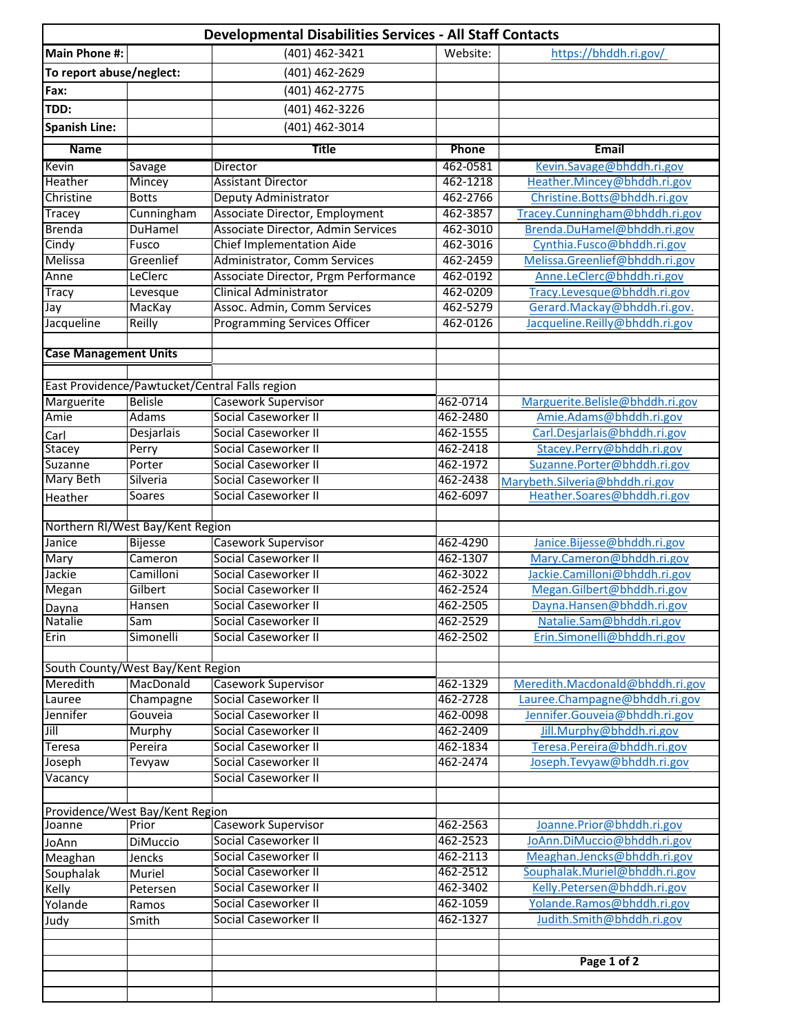| Developmental Disabilities Services - All Staff Contacts | | | | |
|---|---|---|---|---|
| **Main Phone #:** | | (401) 462-3421 | Website: | https://bhddh.ri.gov/ |
| **To report abuse/neglect:** | | (401) 462-2629 | | |
| **Fax:** | | (401) 462-2775 | | |
| **TDD:** | | (401) 462-3226 | | |
| **Spanish Line:** | | (401) 462-3014 | | |

| Name | | Title | Phone | Email |
|---|---|---|---|---|
| Kevin | Savage | Director | 462-0581 | Kevin.Savage@bhddh.ri.gov |
| Heather | Mincey | Assistant Director | 462-1218 | Heather.Mincey@bhddh.ri.gov |
| Christine | Botts | Deputy Administrator | 462-2766 | Christine.Botts@bhddh.ri.gov |
| Tracey | Cunningham | Associate Director, Employment | 462-3857 | Tracey.Cunningham@bhddh.ri.gov |
| Brenda | DuHamel | Associate Director, Admin Services | 462-3010 | Brenda.DuHamel@bhddh.ri.gov |
| Cindy | Fusco | Chief Implementation Aide | 462-3016 | Cynthia.Fusco@bhddh.ri.gov |
| Melissa | Greenlief | Administrator, Comm Services | 462-2459 | Melissa.Greenlief@bhddh.ri.gov |
| Anne | LeClerc | Associate Director, Prgm Performance | 462-0192 | Anne.LeClerc@bhddh.ri.gov |
| Tracy | Levesque | Clinical Administrator | 462-0209 | Tracy.Levesque@bhddh.ri.gov |
| Jay | MacKay | Assoc. Admin, Comm Services | 462-5279 | Gerard.Mackay@bhddh.ri.gov. |
| Jacqueline | Reilly | Programming Services Officer | 462-0126 | Jacqueline.Reilly@bhddh.ri.gov |
| | | | | |
| **Case Management Units** | | | | |
| | | | | |
| East Providence/Pawtucket/Central Falls region | | | | |
| Marguerite | Belisle | Casework Supervisor | 462-0714 | Marguerite.Belisle@bhddh.ri.gov |
| Amie | Adams | Social Caseworker II | 462-2480 | Amie.Adams@bhddh.ri.gov |
| Carl | Desjarlais | Social Caseworker II | 462-1555 | Carl.Desjarlais@bhddh.ri.gov |
| Stacey | Perry | Social Caseworker II | 462-2418 | Stacey.Perry@bhddh.ri.gov |
| Suzanne | Porter | Social Caseworker II | 462-1972 | Suzanne.Porter@bhddh.ri.gov |
| Mary Beth | Silveria | Social Caseworker II | 462-2438 | Marybeth.Silveria@bhddh.ri.gov |
| Heather | Soares | Social Caseworker II | 462-6097 | Heather.Soares@bhddh.ri.gov |
| | | | | |
| Northern RI/West Bay/Kent Region | | | | |
| Janice | Bijesse | Casework Supervisor | 462-4290 | Janice.Bijesse@bhddh.ri.gov |
| Mary | Cameron | Social Caseworker II | 462-1307 | Mary.Cameron@bhddh.ri.gov |
| Jackie | Camilloni | Social Caseworker II | 462-3022 | Jackie.Camilloni@bhddh.ri.gov |
| Megan | Gilbert | Social Caseworker II | 462-2524 | Megan.Gilbert@bhddh.ri.gov |
| Dayna | Hansen | Social Caseworker II | 462-2505 | Dayna.Hansen@bhddh.ri.gov |
| Natalie | Sam | Social Caseworker II | 462-2529 | Natalie.Sam@bhddh.ri.gov |
| Erin | Simonelli | Social Caseworker II | 462-2502 | Erin.Simonelli@bhddh.ri.gov |
| | | | | |
| South County/West Bay/Kent Region | | | | |
| Meredith | MacDonald | Casework Supervisor | 462-1329 | Meredith.Macdonald@bhddh.ri.gov |
| Lauree | Champagne | Social Caseworker II | 462-2728 | Lauree.Champagne@bhddh.ri.gov |
| Jennifer | Gouveia | Social Caseworker II | 462-0098 | Jennifer.Gouveia@bhddh.ri.gov |
| Jill | Murphy | Social Caseworker II | 462-2409 | Jill.Murphy@bhddh.ri.gov |
| Teresa | Pereira | Social Caseworker II | 462-1834 | Teresa.Pereira@bhddh.ri.gov |
| Joseph | Tevyaw | Social Caseworker II | 462-2474 | Joseph.Tevyaw@bhddh.ri.gov |
| Vacancy | | Social Caseworker II | | |
| | | | | |
| Providence/West Bay/Kent Region | | | | |
| Joanne | Prior | Casework Supervisor | 462-2563 | Joanne.Prior@bhddh.ri.gov |
| JoAnn | DiMuccio | Social Caseworker II | 462-2523 | JoAnn.DiMuccio@bhddh.ri.gov |
| Meaghan | Jencks | Social Caseworker II | 462-2113 | Meaghan.Jencks@bhddh.ri.gov |
| Souphalak | Muriel | Social Caseworker II | 462-2512 | Souphalak.Muriel@bhddh.ri.gov |
| Kelly | Petersen | Social Caseworker II | 462-3402 | Kelly.Petersen@bhddh.ri.gov |
| Yolande | Ramos | Social Caseworker II | 462-1059 | Yolande.Ramos@bhddh.ri.gov |
| Judy | Smith | Social Caseworker II | 462-1327 | Judith.Smith@bhddh.ri.gov |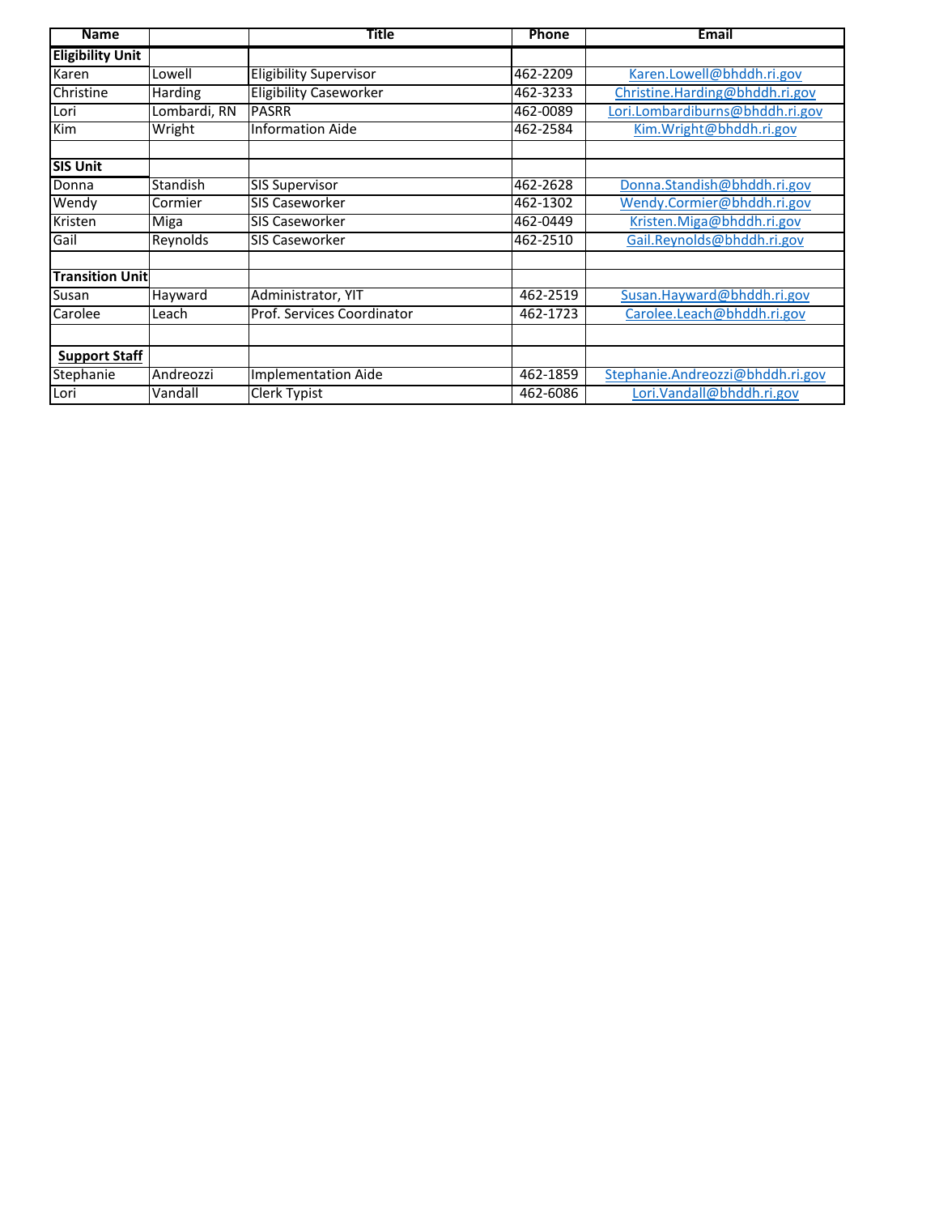| Name | | Title | Phone | Email |
|---|---|---|---|---|
| **Eligibility Unit** | | | | |
| Karen | Lowell | Eligibility Supervisor | 462-2209 | Karen.Lowell@bhddh.ri.gov |
| Christine | Harding | Eligibility Caseworker | 462-3233 | Christine.Harding@bhddh.ri.gov |
| Lori | Lombardi, RN | PASRR | 462-0089 | Lori.Lombardiburns@bhddh.ri.gov |
| Kim | Wright | Information Aide | 462-2584 | Kim.Wright@bhddh.ri.gov |
| | | | | |
| **SIS Unit** | | | | |
| Donna | Standish | SIS Supervisor | 462-2628 | Donna.Standish@bhddh.ri.gov |
| Wendy | Cormier | SIS Caseworker | 462-1302 | Wendy.Cormier@bhddh.ri.gov |
| Kristen | Miga | SIS Caseworker | 462-0449 | Kristen.Miga@bhddh.ri.gov |
| Gail | Reynolds | SIS Caseworker | 462-2510 | Gail.Reynolds@bhddh.ri.gov |
| | | | | |
| **Transition Unit** | | | | |
| Susan | Hayward | Administrator, YIT | 462-2519 | Susan.Hayward@bhddh.ri.gov |
| Carolee | Leach | Prof. Services Coordinator | 462-1723 | Carolee.Leach@bhddh.ri.gov |
| | | | | |
| **Support Staff** | | | | |
| Stephanie | Andreozzi | Implementation Aide | 462-1859 | Stephanie.Andreozzi@bhddh.ri.gov |
| Lori | Vandall | Clerk Typist | 462-6086 | Lori.Vandall@bhddh.ri.gov |